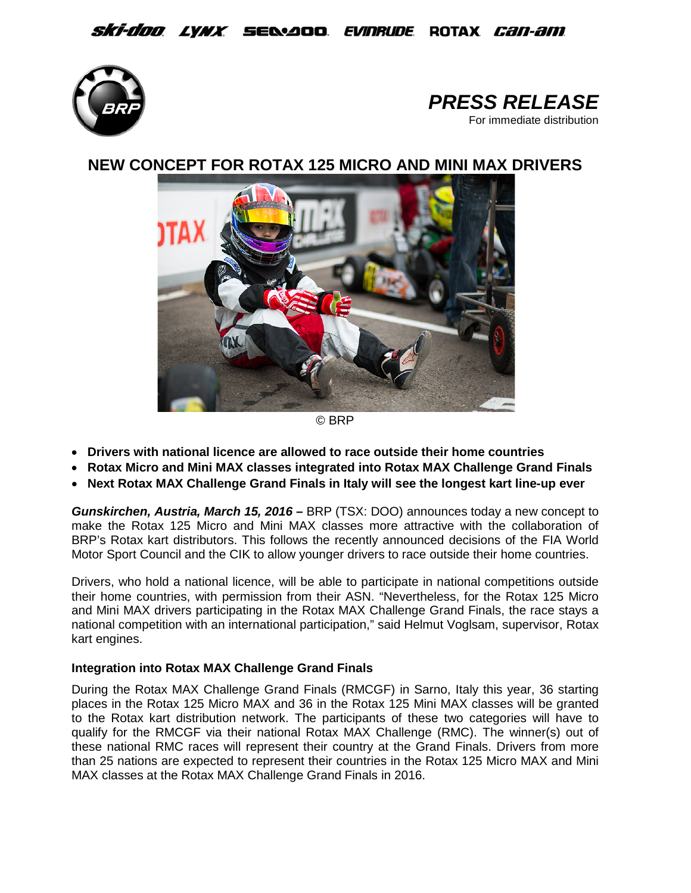ski-doo LYNX SEA-DOO EVINRUDE ROTAX can-am

# PRESS RELEASE

For immediate distribution

## NEW CONCEPT FOR ROTAX 125 MICRO AND MINI MAX DRIVERS

© BRP

- **Drivers with national licence are allowed to race outside their home countries**
- **Rotax Micro and Mini MAX classes integrated into Rotax MAX Challenge Grand Finals**
- **Next Rotax MAX Challenge Grand Finals in Italy will see the longest kart line-up ever**

***Gunskirchen, Austria, March 15, 2016 –*** BRP (TSX: DOO) announces today a new concept to make the Rotax 125 Micro and Mini MAX classes more attractive with the collaboration of BRP's Rotax kart distributors. This follows the recently announced decisions of the FIA World Motor Sport Council and the CIK to allow younger drivers to race outside their home countries.

Drivers, who hold a national licence, will be able to participate in national competitions outside their home countries, with permission from their ASN. "Nevertheless, for the Rotax 125 Micro and Mini MAX drivers participating in the Rotax MAX Challenge Grand Finals, the race stays a national competition with an international participation," said Helmut Voglsam, supervisor, Rotax kart engines.

### Integration into Rotax MAX Challenge Grand Finals

During the Rotax MAX Challenge Grand Finals (RMCGF) in Sarno, Italy this year, 36 starting places in the Rotax 125 Micro MAX and 36 in the Rotax 125 Mini MAX classes will be granted to the Rotax kart distribution network. The participants of these two categories will have to qualify for the RMCGF via their national Rotax MAX Challenge (RMC). The winner(s) out of these national RMC races will represent their country at the Grand Finals. Drivers from more than 25 nations are expected to represent their countries in the Rotax 125 Micro MAX and Mini MAX classes at the Rotax MAX Challenge Grand Finals in 2016.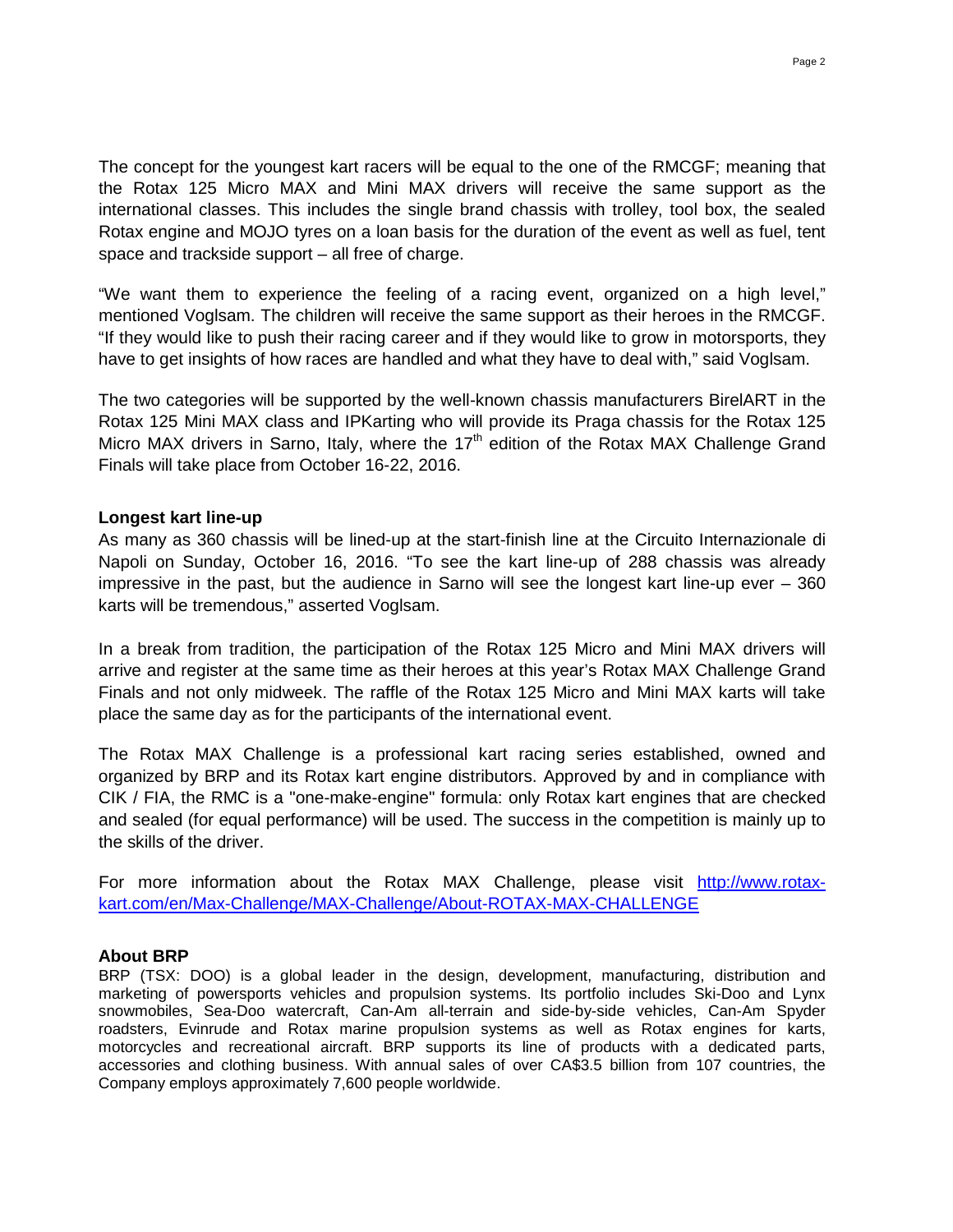The concept for the youngest kart racers will be equal to the one of the RMCGF; meaning that the Rotax 125 Micro MAX and Mini MAX drivers will receive the same support as the international classes. This includes the single brand chassis with trolley, tool box, the sealed Rotax engine and MOJO tyres on a loan basis for the duration of the event as well as fuel, tent space and trackside support – all free of charge.

"We want them to experience the feeling of a racing event, organized on a high level," mentioned Voglsam. The children will receive the same support as their heroes in the RMCGF. "If they would like to push their racing career and if they would like to grow in motorsports, they have to get insights of how races are handled and what they have to deal with," said Voglsam.

The two categories will be supported by the well-known chassis manufacturers BirelART in the Rotax 125 Mini MAX class and IPKarting who will provide its Praga chassis for the Rotax 125 Micro MAX drivers in Sarno, Italy, where the 17th edition of the Rotax MAX Challenge Grand Finals will take place from October 16-22, 2016.

**Longest kart line-up**

As many as 360 chassis will be lined-up at the start-finish line at the Circuito Internazionale di Napoli on Sunday, October 16, 2016. "To see the kart line-up of 288 chassis was already impressive in the past, but the audience in Sarno will see the longest kart line-up ever – 360 karts will be tremendous," asserted Voglsam.

In a break from tradition, the participation of the Rotax 125 Micro and Mini MAX drivers will arrive and register at the same time as their heroes at this year's Rotax MAX Challenge Grand Finals and not only midweek. The raffle of the Rotax 125 Micro and Mini MAX karts will take place the same day as for the participants of the international event.

The Rotax MAX Challenge is a professional kart racing series established, owned and organized by BRP and its Rotax kart engine distributors. Approved by and in compliance with CIK / FIA, the RMC is a "one-make-engine" formula: only Rotax kart engines that are checked and sealed (for equal performance) will be used. The success in the competition is mainly up to the skills of the driver.

For more information about the Rotax MAX Challenge, please visit [http://www.rotax-kart.com/en/Max-Challenge/MAX-Challenge/About-ROTAX-MAX-CHALLENGE](http://www.rotax-kart.com/en/Max-Challenge/MAX-Challenge/About-ROTAX-MAX-CHALLENGE)

**About BRP**

BRP (TSX: DOO) is a global leader in the design, development, manufacturing, distribution and marketing of powersports vehicles and propulsion systems. Its portfolio includes Ski-Doo and Lynx snowmobiles, Sea-Doo watercraft, Can-Am all-terrain and side-by-side vehicles, Can-Am Spyder roadsters, Evinrude and Rotax marine propulsion systems as well as Rotax engines for karts, motorcycles and recreational aircraft. BRP supports its line of products with a dedicated parts, accessories and clothing business. With annual sales of over CA$3.5 billion from 107 countries, the Company employs approximately 7,600 people worldwide.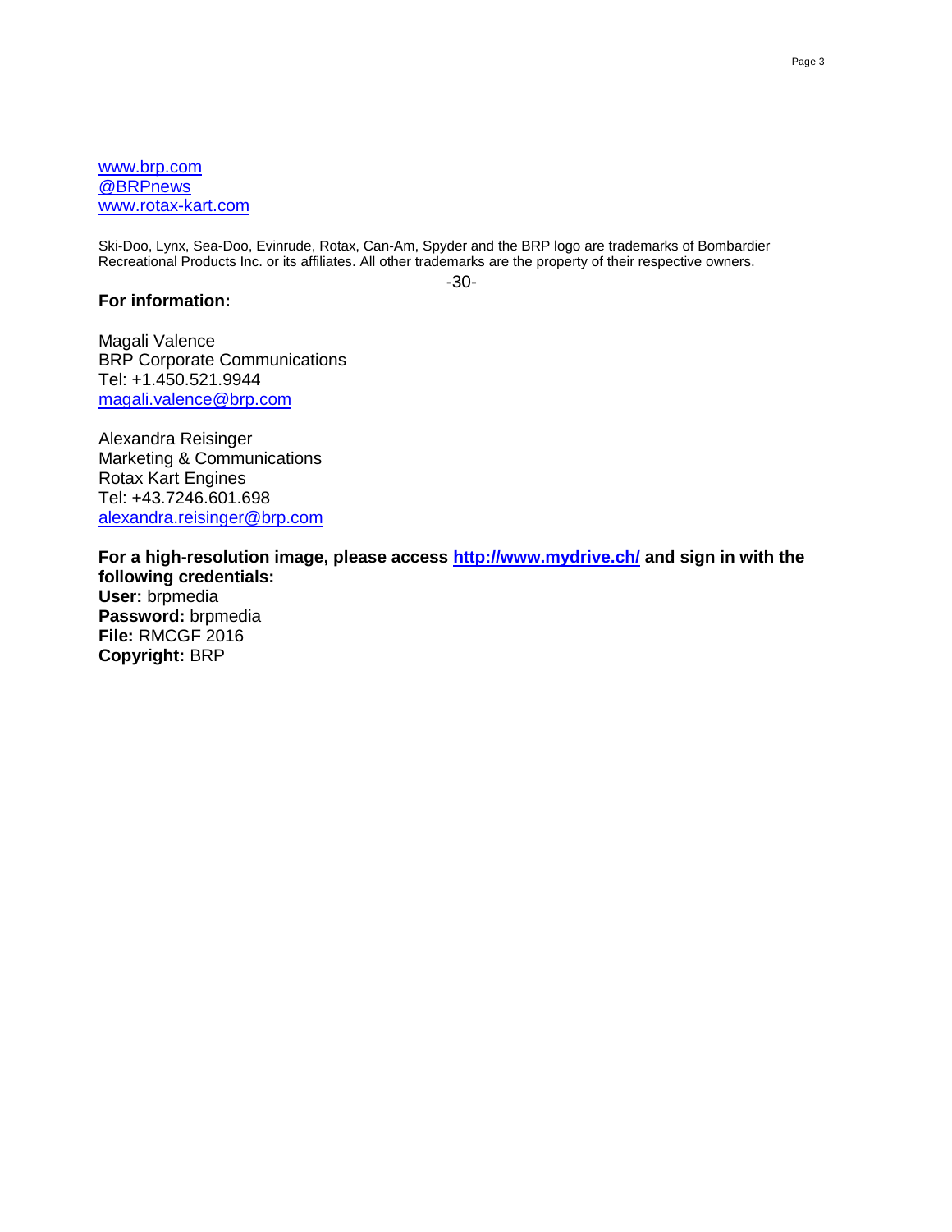[www.brp.com](http://www.brp.com)
[@BRPnews](https://twitter.com/BRPnews)
[www.rotax-kart.com](http://www.rotax-kart.com)

Ski-Doo, Lynx, Sea-Doo, Evinrude, Rotax, Can-Am, Spyder and the BRP logo are trademarks of Bombardier Recreational Products Inc. or its affiliates. All other trademarks are the property of their respective owners.

-30-

**For information:**

Magali Valence
BRP Corporate Communications
Tel: +1.450.521.9944
[magali.valence@brp.com](mailto:magali.valence@brp.com)

Alexandra Reisinger
Marketing & Communications
Rotax Kart Engines
Tel: +43.7246.601.698
[alexandra.reisinger@brp.com](mailto:alexandra.reisinger@brp.com)

**For a high-resolution image, please access [http://www.mydrive.ch/](http://www.mydrive.ch/) and sign in with the following credentials:**
**User:** brpmedia
**Password:** brpmedia
**File:** RMCGF 2016
**Copyright:** BRP